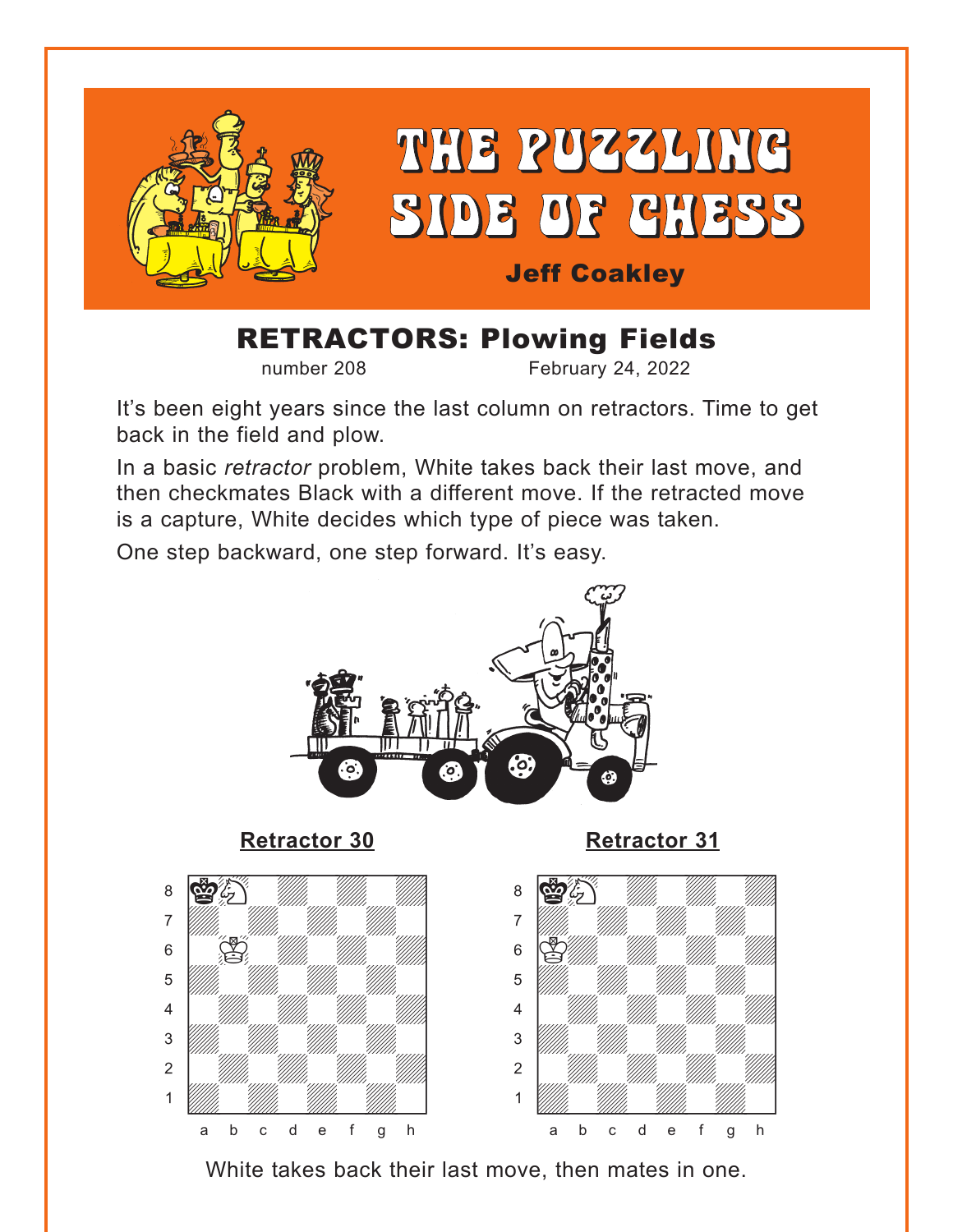# THE PUZZLING SIDE OF CHESS

**Jeff Coakley**

## RETRACTORS: Plowing Fields

number 208 February 24, 2022

It's been eight years since the last column on retractors. Time to get back in the field and plow.

In a basic *retractor* problem, White takes back their last move, and then checkmates Black with a different move. If the retracted move is a capture, White decides which type of piece was taken.

One step backward, one step forward. It's easy.

**Retractor 30**

**Retractor 31**

White takes back their last move, then mates in one.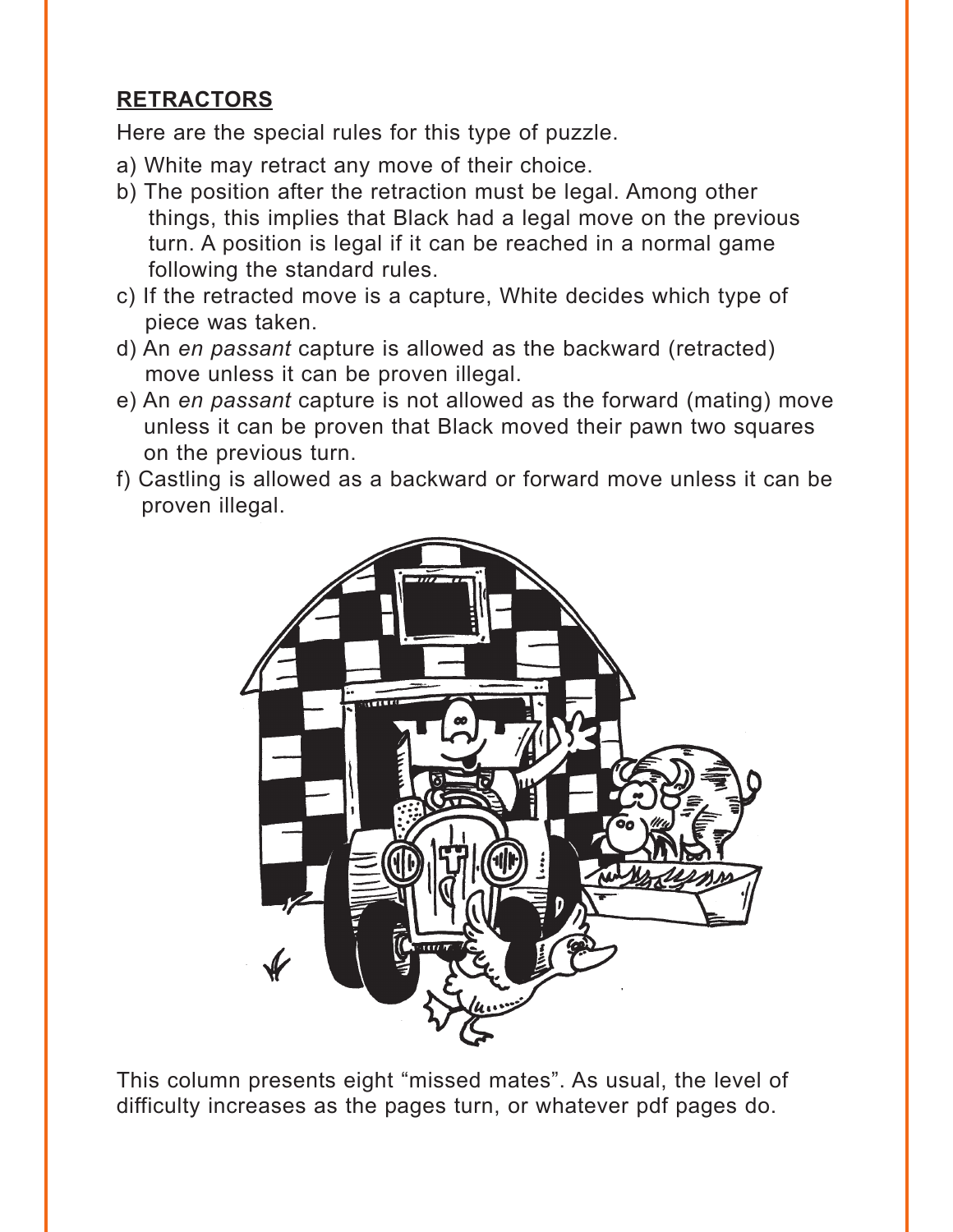## **RETRACTORS**

Here are the special rules for this type of puzzle.

a) White may retract any move of their choice.

b) The position after the retraction must be legal. Among other things, this implies that Black had a legal move on the previous turn. A position is legal if it can be reached in a normal game following the standard rules.

c) If the retracted move is a capture, White decides which type of piece was taken.

d) An *en passant* capture is allowed as the backward (retracted) move unless it can be proven illegal.

e) An *en passant* capture is not allowed as the forward (mating) move unless it can be proven that Black moved their pawn two squares on the previous turn.

f) Castling is allowed as a backward or forward move unless it can be proven illegal.

This column presents eight "missed mates". As usual, the level of difficulty increases as the pages turn, or whatever pdf pages do.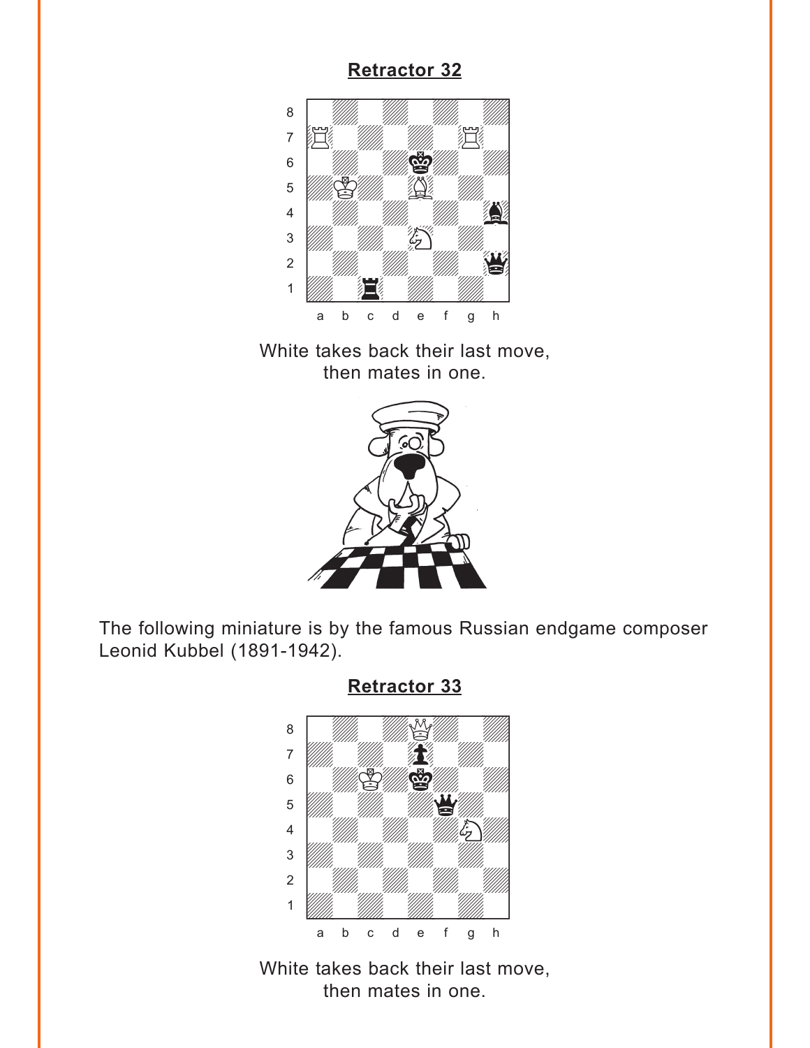## Retractor 32

White takes back their last move, then mates in one.

The following miniature is by the famous Russian endgame composer Leonid Kubbel (1891-1942).

## Retractor 33

White takes back their last move, then mates in one.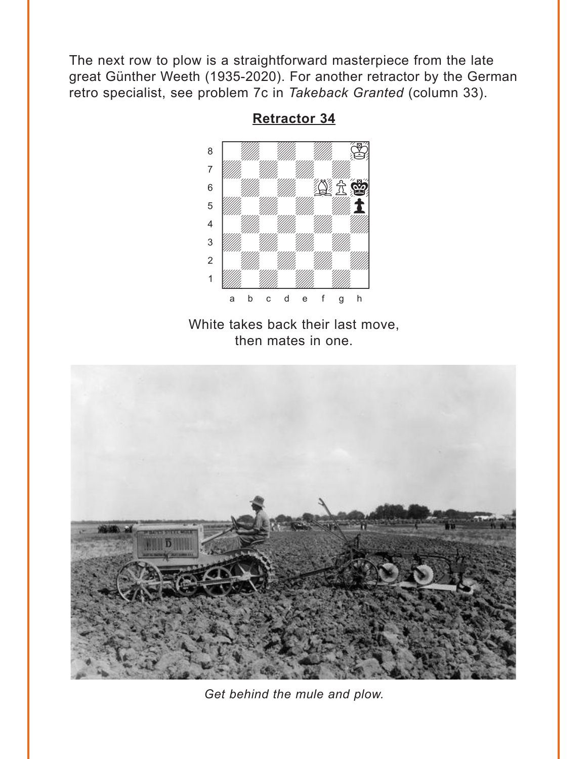The next row to plow is a straightforward masterpiece from the late great Günther Weeth (1935-2020). For another retractor by the German retro specialist, see problem 7c in *Takeback Granted* (column 33).

## Retractor 34

White takes back their last move, then mates in one.

*Get behind the mule and plow.*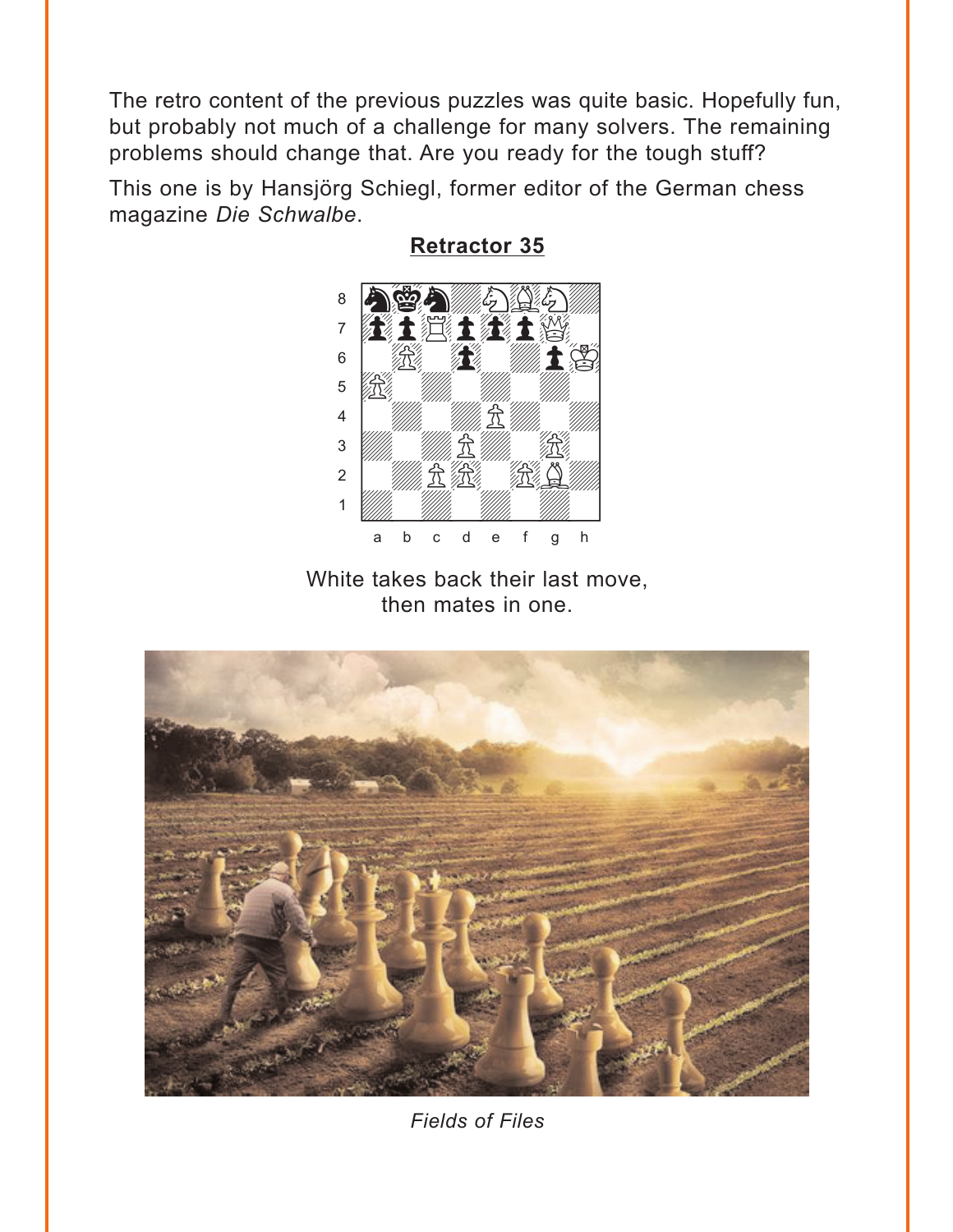The retro content of the previous puzzles was quite basic. Hopefully fun, but probably not much of a challenge for many solvers. The remaining problems should change that. Are you ready for the tough stuff?

This one is by Hansjörg Schiegl, former editor of the German chess magazine *Die Schwalbe*.

**Retractor 35**

White takes back their last move, then mates in one.

*Fields of Files*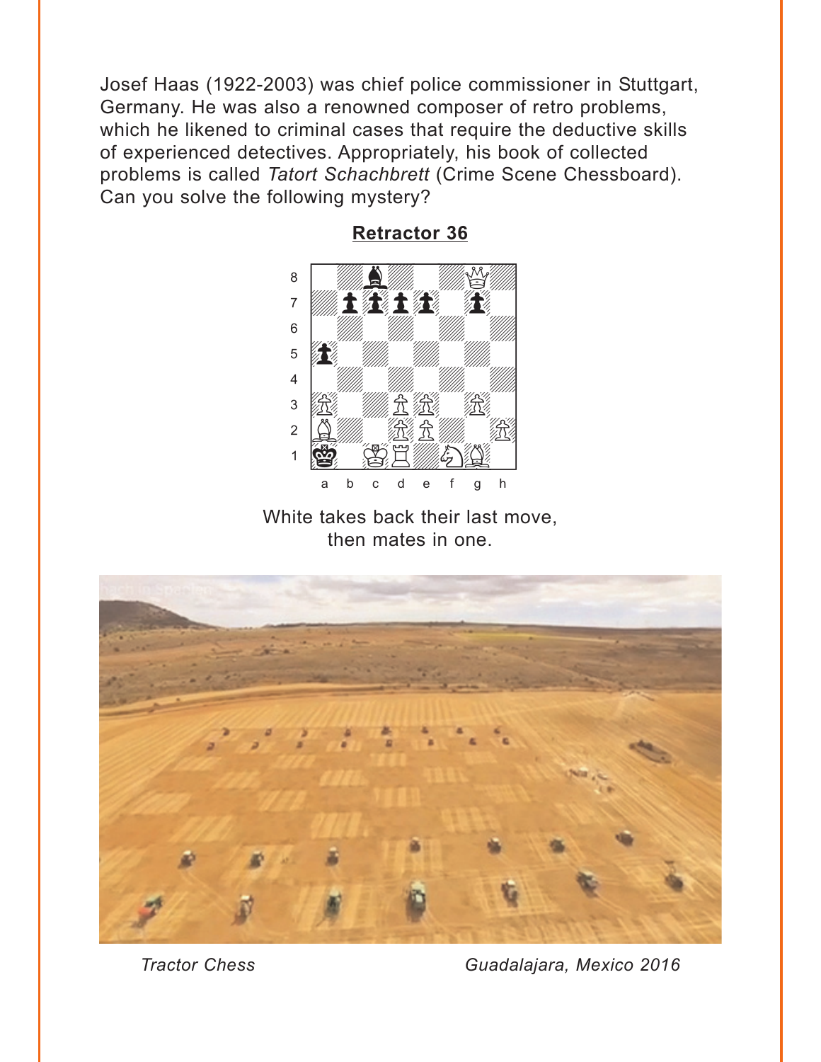Josef Haas (1922-2003) was chief police commissioner in Stuttgart, Germany. He was also a renowned composer of retro problems, which he likened to criminal cases that require the deductive skills of experienced detectives. Appropriately, his book of collected problems is called *Tatort Schachbrett* (Crime Scene Chessboard). Can you solve the following mystery?

## Retractor 36

White takes back their last move,
then mates in one.

*Tractor Chess* — *Guadalajara, Mexico 2016*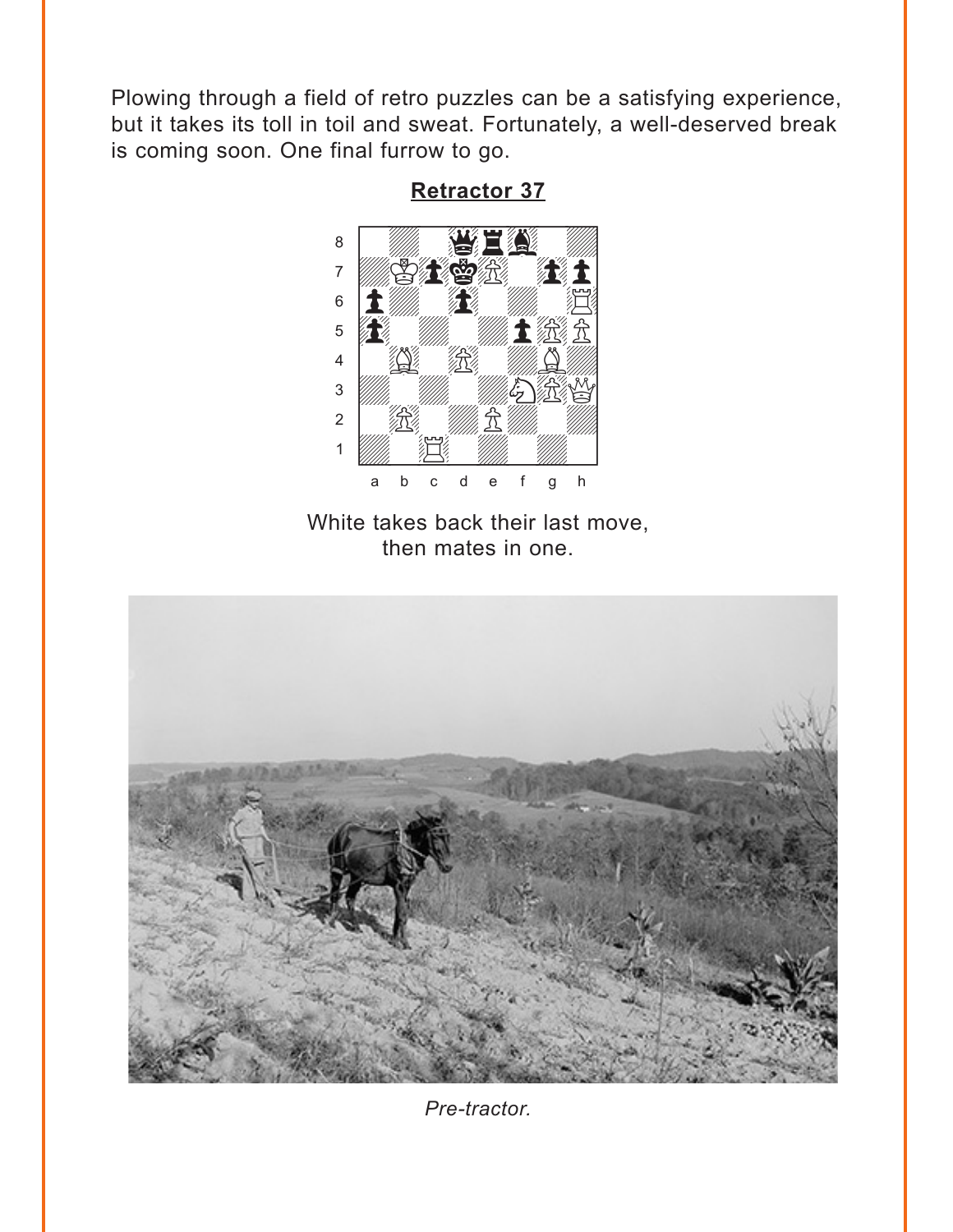Plowing through a field of retro puzzles can be a satisfying experience, but it takes its toll in toil and sweat. Fortunately, a well-deserved break is coming soon. One final furrow to go.

## Retractor 37

White takes back their last move, then mates in one.

*Pre-tractor.*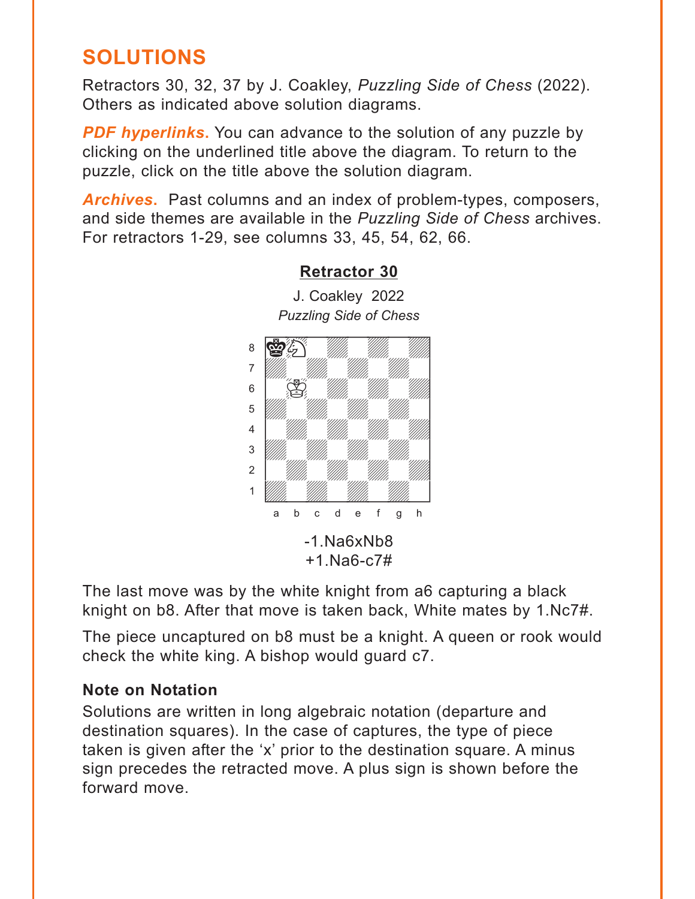# SOLUTIONS

Retractors 30, 32, 37 by J. Coakley, *Puzzling Side of Chess* (2022). Others as indicated above solution diagrams.

***PDF hyperlinks.*** You can advance to the solution of any puzzle by clicking on the underlined title above the diagram. To return to the puzzle, click on the title above the solution diagram.

***Archives.*** Past columns and an index of problem-types, composers, and side themes are available in the *Puzzling Side of Chess* archives. For retractors 1-29, see columns 33, 45, 54, 62, 66.

## Retractor 30

J. Coakley 2022
*Puzzling Side of Chess*

-1.Na6xNb8
+1.Na6-c7#

The last move was by the white knight from a6 capturing a black knight on b8. After that move is taken back, White mates by 1.Nc7#.

The piece uncaptured on b8 must be a knight. A queen or rook would check the white king. A bishop would guard c7.

### Note on Notation

Solutions are written in long algebraic notation (departure and destination squares). In the case of captures, the type of piece taken is given after the 'x' prior to the destination square. A minus sign precedes the retracted move. A plus sign is shown before the forward move.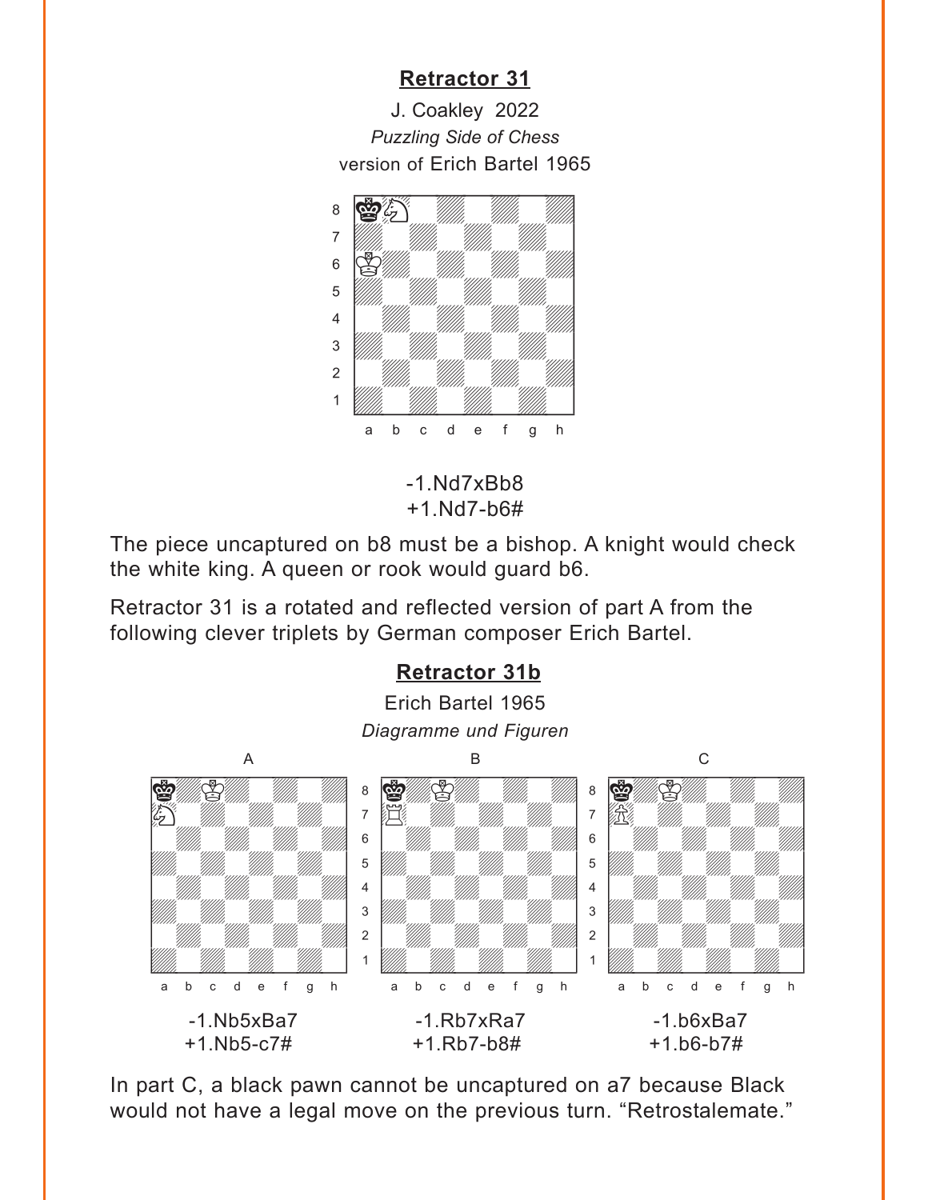## Retractor 31

J. Coakley 2022
*Puzzling Side of Chess*
version of Erich Bartel 1965

-1.Nd7xBb8
+1.Nd7-b6#

The piece uncaptured on b8 must be a bishop. A knight would check the white king. A queen or rook would guard b6.

Retractor 31 is a rotated and reflected version of part A from the following clever triplets by German composer Erich Bartel.

## Retractor 31b

Erich Bartel 1965
*Diagramme und Figuren*

A

-1.Nb5xBa7
+1.Nb5-c7#

B

-1.Rb7xRa7
+1.Rb7-b8#

C

-1.b6xBa7
+1.b6-b7#

In part C, a black pawn cannot be uncaptured on a7 because Black would not have a legal move on the previous turn. "Retrostalemate."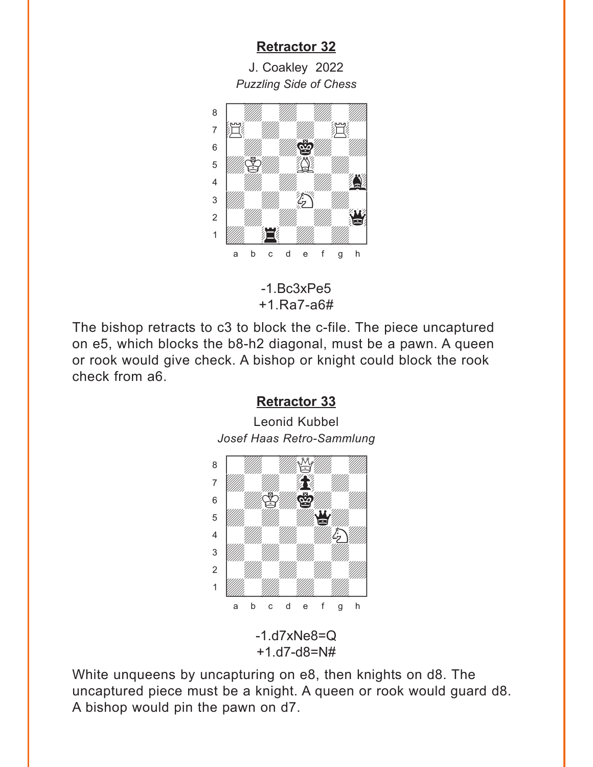**Retractor 32**

J. Coakley 2022

*Puzzling Side of Chess*

-1.Bc3xPe5
+1.Ra7-a6#

The bishop retracts to c3 to block the c-file. The piece uncaptured on e5, which blocks the b8-h2 diagonal, must be a pawn. A queen or rook would give check. A bishop or knight could block the rook check from a6.

**Retractor 33**

Leonid Kubbel

*Josef Haas Retro-Sammlung*

-1.d7xNe8=Q
+1.d7-d8=N#

White unqueens by uncapturing on e8, then knights on d8. The uncaptured piece must be a knight. A queen or rook would guard d8. A bishop would pin the pawn on d7.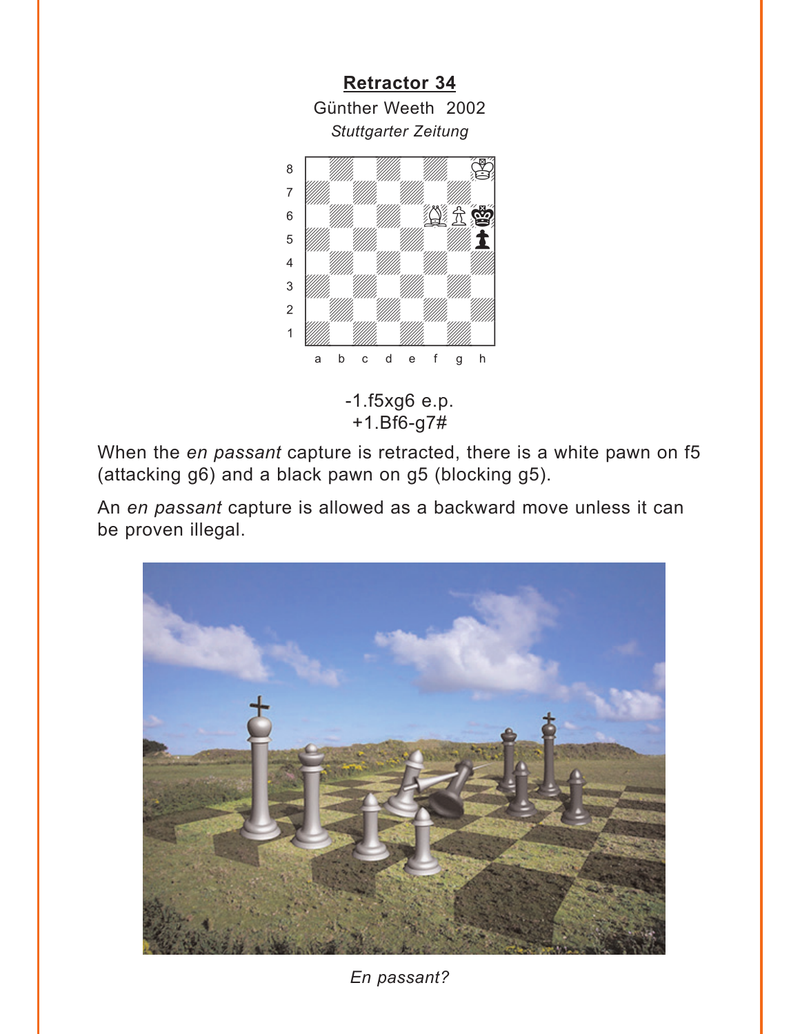**Retractor 34**

Günther Weeth 2002

*Stuttgarter Zeitung*

-1.f5xg6 e.p.
+1.Bf6-g7#

When the *en passant* capture is retracted, there is a white pawn on f5 (attacking g6) and a black pawn on g5 (blocking g5).

An *en passant* capture is allowed as a backward move unless it can be proven illegal.

*En passant?*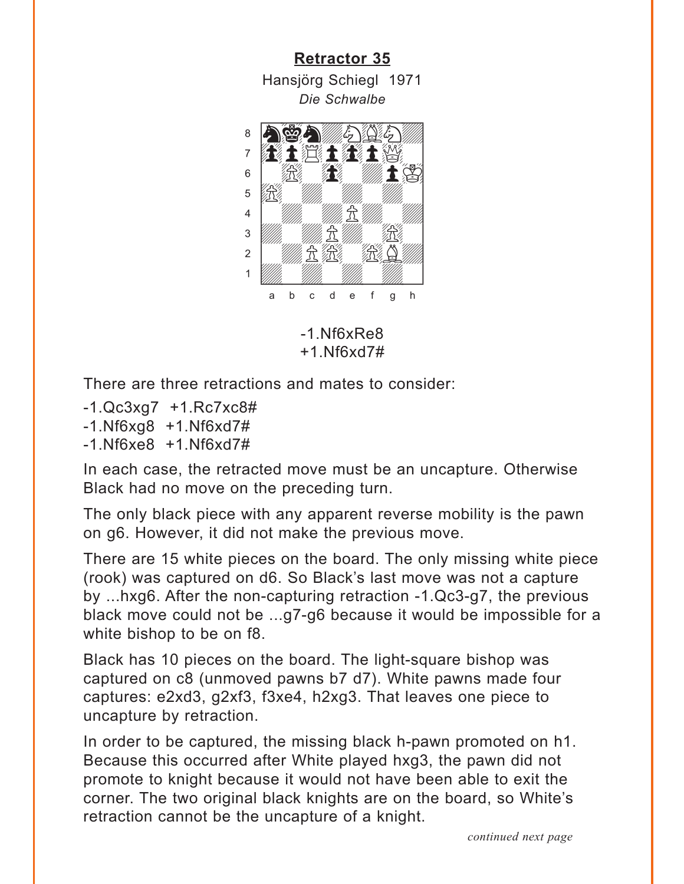## Retractor 35

Hansjörg Schiegl 1971

*Die Schwalbe*

-1.Nf6xRe8
+1.Nf6xd7#

There are three retractions and mates to consider:

-1.Qc3xg7 +1.Rc7xc8#
-1.Nf6xg8 +1.Nf6xd7#
-1.Nf6xe8 +1.Nf6xd7#

In each case, the retracted move must be an uncapture. Otherwise Black had no move on the preceding turn.

The only black piece with any apparent reverse mobility is the pawn on g6. However, it did not make the previous move.

There are 15 white pieces on the board. The only missing white piece (rook) was captured on d6. So Black's last move was not a capture by ...hxg6. After the non-capturing retraction -1.Qc3-g7, the previous black move could not be ...g7-g6 because it would be impossible for a white bishop to be on f8.

Black has 10 pieces on the board. The light-square bishop was captured on c8 (unmoved pawns b7 d7). White pawns made four captures: e2xd3, g2xf3, f3xe4, h2xg3. That leaves one piece to uncapture by retraction.

In order to be captured, the missing black h-pawn promoted on h1. Because this occurred after White played hxg3, the pawn did not promote to knight because it would not have been able to exit the corner. The two original black knights are on the board, so White's retraction cannot be the uncapture of a knight.

*continued next page*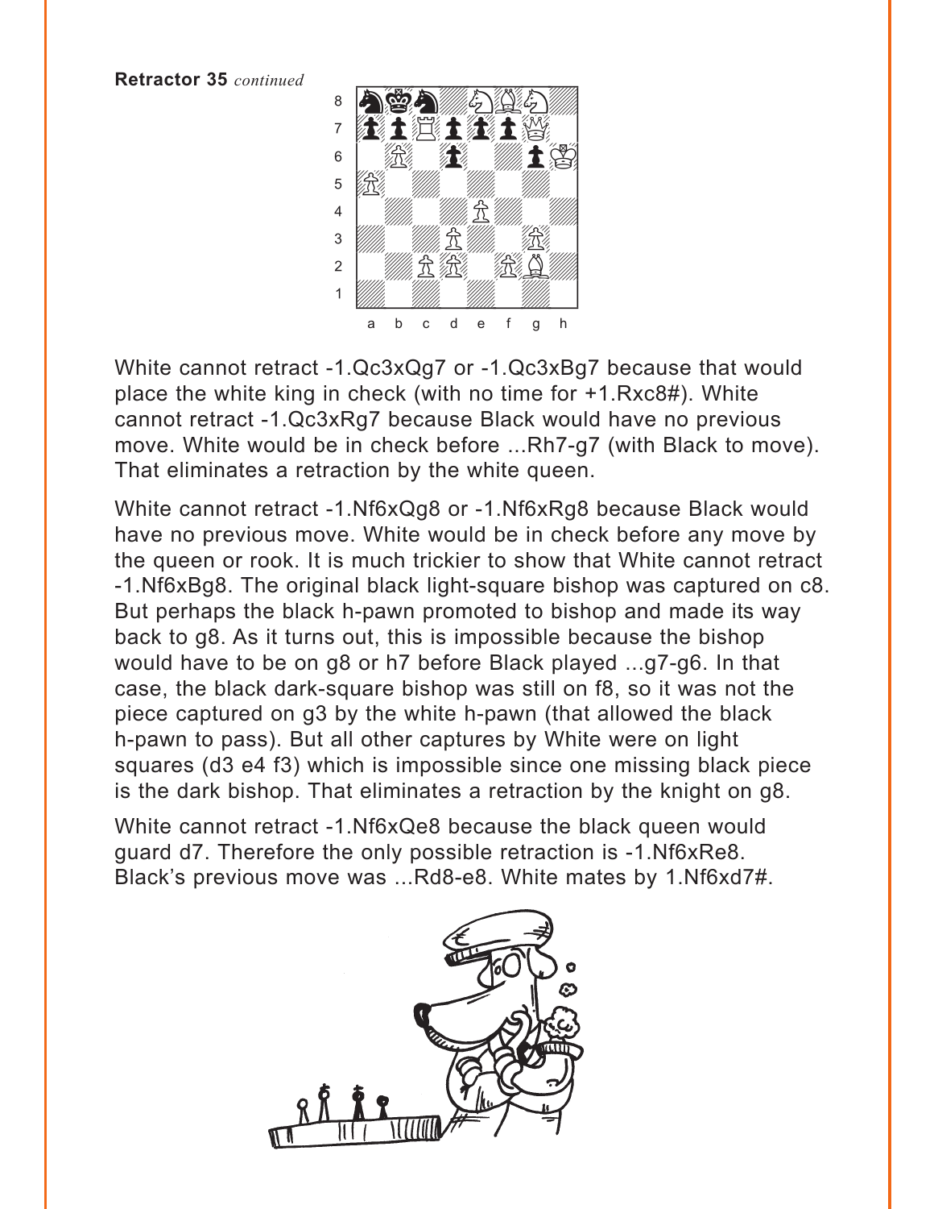**Retractor 35** *continued*

White cannot retract -1.Qc3xQg7 or -1.Qc3xBg7 because that would place the white king in check (with no time for +1.Rxc8#). White cannot retract -1.Qc3xRg7 because Black would have no previous move. White would be in check before ...Rh7-g7 (with Black to move). That eliminates a retraction by the white queen.

White cannot retract -1.Nf6xQg8 or -1.Nf6xRg8 because Black would have no previous move. White would be in check before any move by the queen or rook. It is much trickier to show that White cannot retract -1.Nf6xBg8. The original black light-square bishop was captured on c8. But perhaps the black h-pawn promoted to bishop and made its way back to g8. As it turns out, this is impossible because the bishop would have to be on g8 or h7 before Black played ...g7-g6. In that case, the black dark-square bishop was still on f8, so it was not the piece captured on g3 by the white h-pawn (that allowed the black h-pawn to pass). But all other captures by White were on light squares (d3 e4 f3) which is impossible since one missing black piece is the dark bishop. That eliminates a retraction by the knight on g8.

White cannot retract -1.Nf6xQe8 because the black queen would guard d7. Therefore the only possible retraction is -1.Nf6xRe8. Black's previous move was ...Rd8-e8. White mates by 1.Nf6xd7#.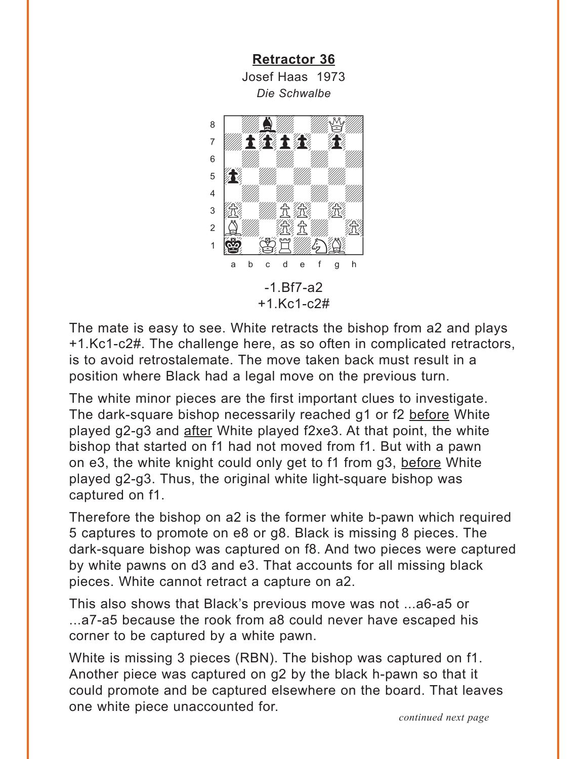## Retractor 36

Josef Haas 1973

*Die Schwalbe*

-1.Bf7-a2
+1.Kc1-c2#

The mate is easy to see. White retracts the bishop from a2 and plays +1.Kc1-c2#. The challenge here, as so often in complicated retractors, is to avoid retrostalemate. The move taken back must result in a position where Black had a legal move on the previous turn.

The white minor pieces are the first important clues to investigate. The dark-square bishop necessarily reached g1 or f2 before White played g2-g3 and after White played f2xe3. At that point, the white bishop that started on f1 had not moved from f1. But with a pawn on e3, the white knight could only get to f1 from g3, before White played g2-g3. Thus, the original white light-square bishop was captured on f1.

Therefore the bishop on a2 is the former white b-pawn which required 5 captures to promote on e8 or g8. Black is missing 8 pieces. The dark-square bishop was captured on f8. And two pieces were captured by white pawns on d3 and e3. That accounts for all missing black pieces. White cannot retract a capture on a2.

This also shows that Black's previous move was not ...a6-a5 or ...a7-a5 because the rook from a8 could never have escaped his corner to be captured by a white pawn.

White is missing 3 pieces (RBN). The bishop was captured on f1. Another piece was captured on g2 by the black h-pawn so that it could promote and be captured elsewhere on the board. That leaves one white piece unaccounted for.

*continued next page*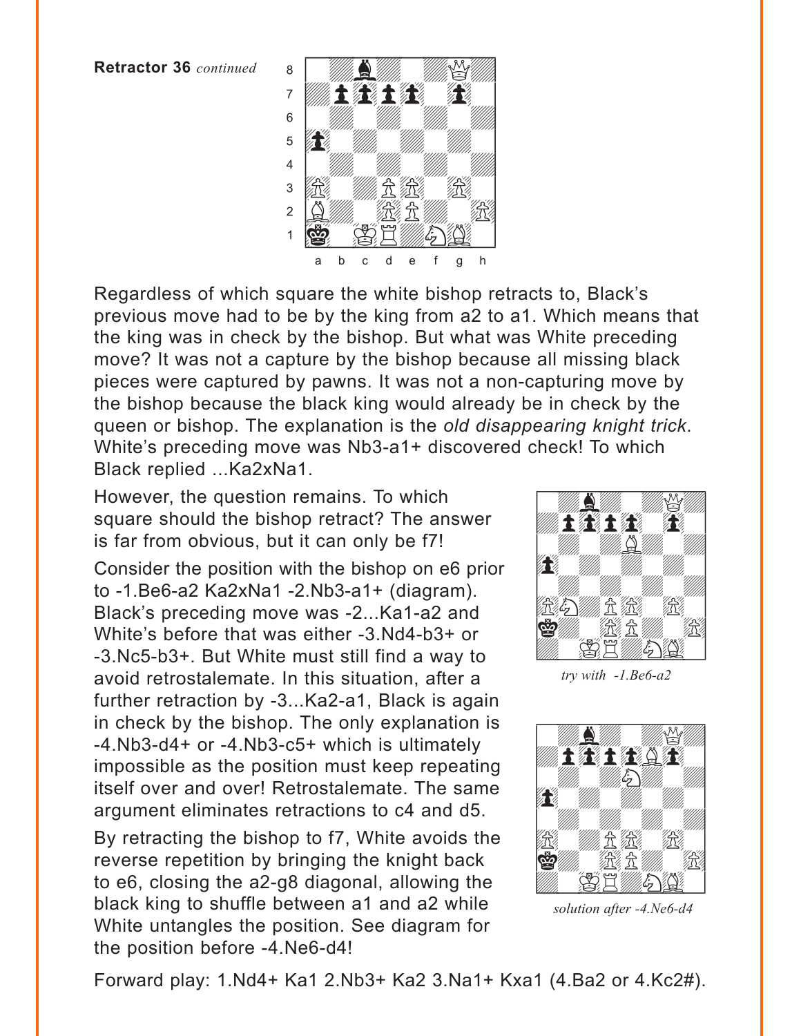**Retractor 36** *continued*

Regardless of which square the white bishop retracts to, Black's previous move had to be by the king from a2 to a1. Which means that the king was in check by the bishop. But what was White preceding move? It was not a capture by the bishop because all missing black pieces were captured by pawns. It was not a non-capturing move by the bishop because the black king would already be in check by the queen or bishop. The explanation is the *old disappearing knight trick*. White's preceding move was Nb3-a1+ discovered check! To which Black replied ...Ka2xNa1.

However, the question remains. To which square should the bishop retract? The answer is far from obvious, but it can only be f7!

Consider the position with the bishop on e6 prior to -1.Be6-a2 Ka2xNa1 -2.Nb3-a1+ (diagram). Black's preceding move was -2...Ka1-a2 and White's before that was either -3.Nd4-b3+ or -3.Nc5-b3+. But White must still find a way to avoid retrostalemate. In this situation, after a further retraction by -3...Ka2-a1, Black is again in check by the bishop. The only explanation is -4.Nb3-d4+ or -4.Nb3-c5+ which is ultimately impossible as the position must keep repeating itself over and over! Retrostalemate. The same argument eliminates retractions to c4 and d5.

*try with -1.Be6-a2*

By retracting the bishop to f7, White avoids the reverse repetition by bringing the knight back to e6, closing the a2-g8 diagonal, allowing the black king to shuffle between a1 and a2 while White untangles the position. See diagram for the position before -4.Ne6-d4!

*solution after -4.Ne6-d4*

Forward play: 1.Nd4+ Ka1 2.Nb3+ Ka2 3.Na1+ Kxa1 (4.Ba2 or 4.Kc2#).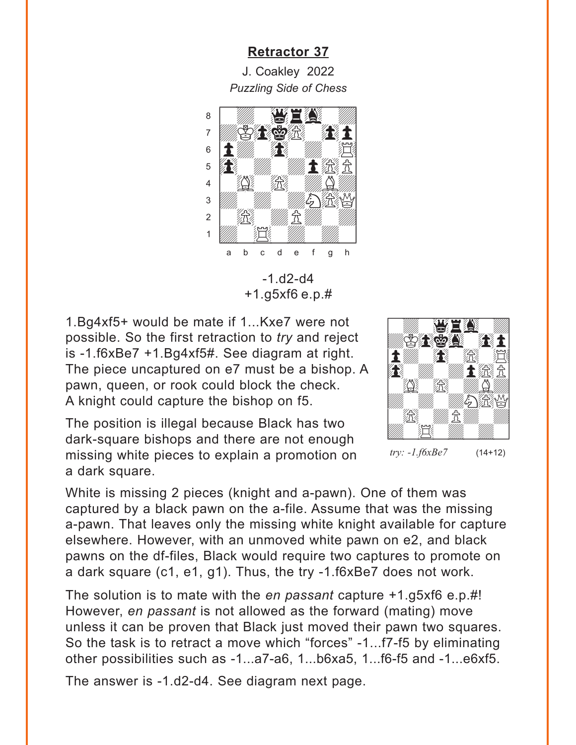## Retractor 37

J. Coakley 2022
*Puzzling Side of Chess*

-1.d2-d4
+1.g5xf6 e.p.#

1.Bg4xf5+ would be mate if 1...Kxe7 were not possible. So the first retraction to *try* and reject is -1.f6xBe7 +1.Bg4xf5#. See diagram at right. The piece uncaptured on e7 must be a bishop. A pawn, queen, or rook could block the check. A knight could capture the bishop on f5.

*try: -1.f6xBe7* (14+12)

The position is illegal because Black has two dark-square bishops and there are not enough missing white pieces to explain a promotion on a dark square.

White is missing 2 pieces (knight and a-pawn). One of them was captured by a black pawn on the a-file. Assume that was the missing a-pawn. That leaves only the missing white knight available for capture elsewhere. However, with an unmoved white pawn on e2, and black pawns on the df-files, Black would require two captures to promote on a dark square (c1, e1, g1). Thus, the try -1.f6xBe7 does not work.

The solution is to mate with the *en passant* capture +1.g5xf6 e.p.#! However, *en passant* is not allowed as the forward (mating) move unless it can be proven that Black just moved their pawn two squares. So the task is to retract a move which "forces" -1...f7-f5 by eliminating other possibilities such as -1...a7-a6, 1...b6xa5, 1...f6-f5 and -1...e6xf5.

The answer is -1.d2-d4. See diagram next page.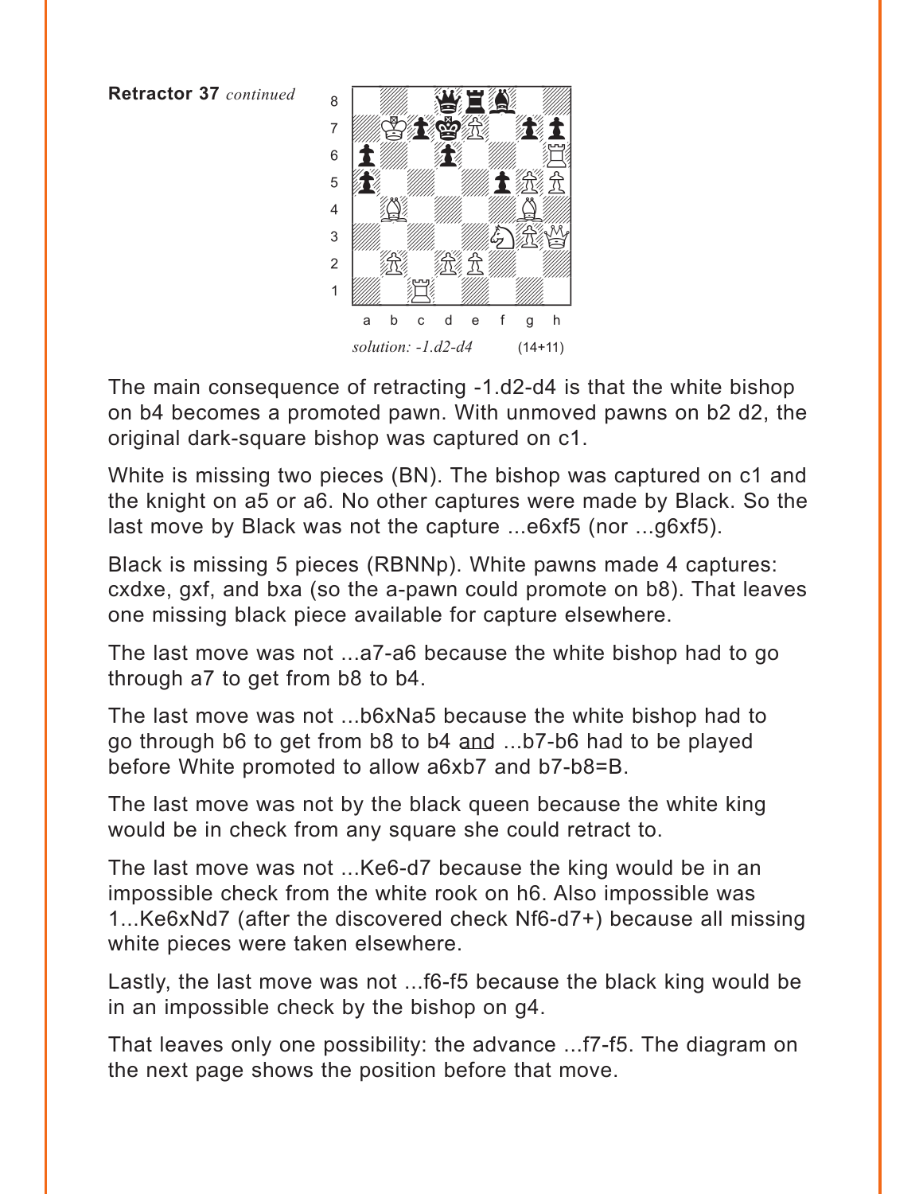**Retractor 37** *continued*

*solution: -1.d2-d4* (14+11)

The main consequence of retracting -1.d2-d4 is that the white bishop on b4 becomes a promoted pawn. With unmoved pawns on b2 d2, the original dark-square bishop was captured on c1.

White is missing two pieces (BN). The bishop was captured on c1 and the knight on a5 or a6. No other captures were made by Black. So the last move by Black was not the capture ...e6xf5 (nor ...g6xf5).

Black is missing 5 pieces (RBNNp). White pawns made 4 captures: cxdxe, gxf, and bxa (so the a-pawn could promote on b8). That leaves one missing black piece available for capture elsewhere.

The last move was not ...a7-a6 because the white bishop had to go through a7 to get from b8 to b4.

The last move was not ...b6xNa5 because the white bishop had to go through b6 to get from b8 to b4 <u>and</u> ...b7-b6 had to be played before White promoted to allow a6xb7 and b7-b8=B.

The last move was not by the black queen because the white king would be in check from any square she could retract to.

The last move was not ...Ke6-d7 because the king would be in an impossible check from the white rook on h6. Also impossible was 1...Ke6xNd7 (after the discovered check Nf6-d7+) because all missing white pieces were taken elsewhere.

Lastly, the last move was not ...f6-f5 because the black king would be in an impossible check by the bishop on g4.

That leaves only one possibility: the advance ...f7-f5. The diagram on the next page shows the position before that move.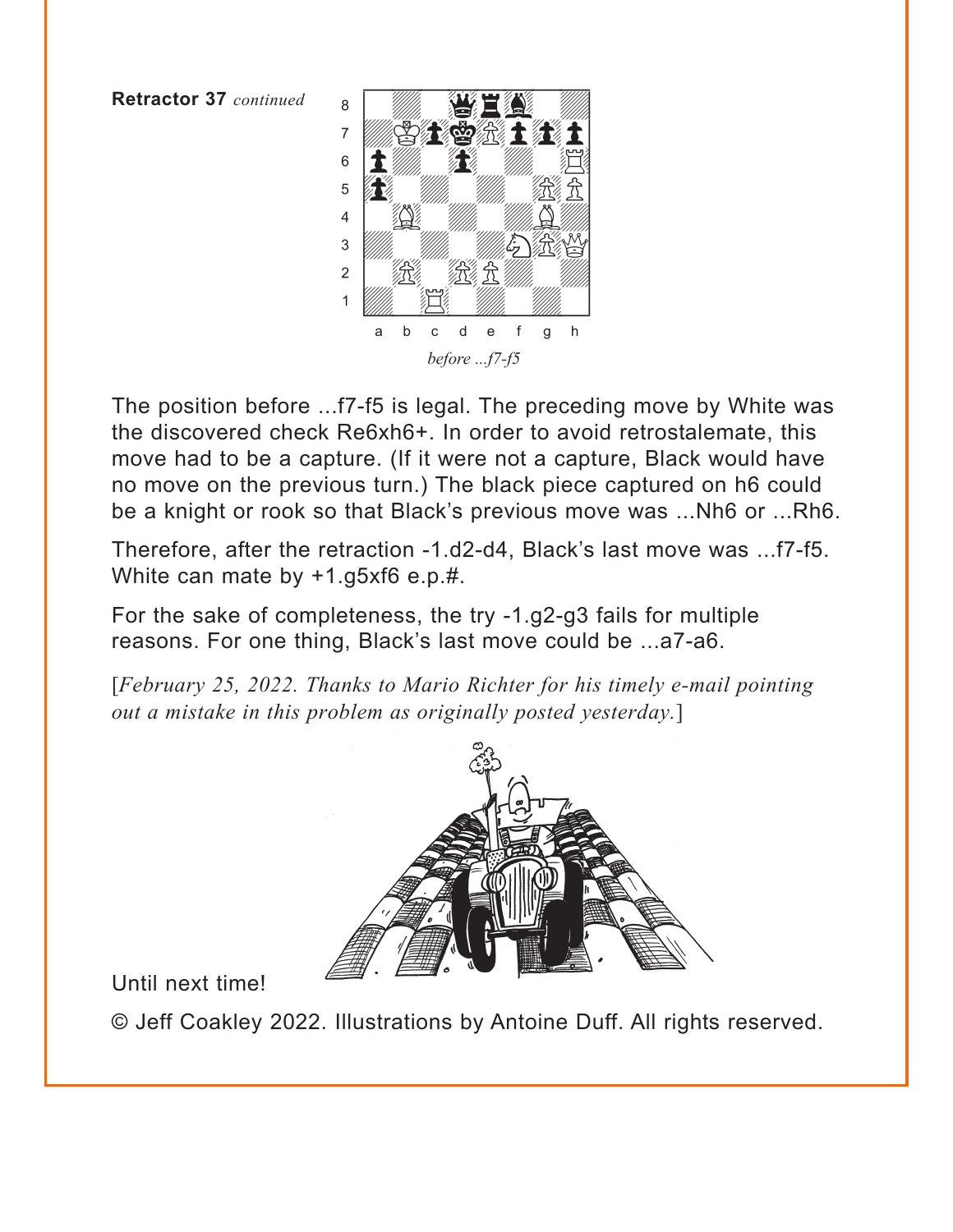**Retractor 37** *continued*

*before ...f7-f5*

The position before ...f7-f5 is legal. The preceding move by White was the discovered check Re6xh6+. In order to avoid retrostalemate, this move had to be a capture. (If it were not a capture, Black would have no move on the previous turn.) The black piece captured on h6 could be a knight or rook so that Black's previous move was ...Nh6 or ...Rh6.

Therefore, after the retraction -1.d2-d4, Black's last move was ...f7-f5. White can mate by +1.g5xf6 e.p.#.

For the sake of completeness, the try -1.g2-g3 fails for multiple reasons. For one thing, Black's last move could be ...a7-a6.

[*February 25, 2022. Thanks to Mario Richter for his timely e-mail pointing out a mistake in this problem as originally posted yesterday.*]

Until next time!

© Jeff Coakley 2022. Illustrations by Antoine Duff. All rights reserved.